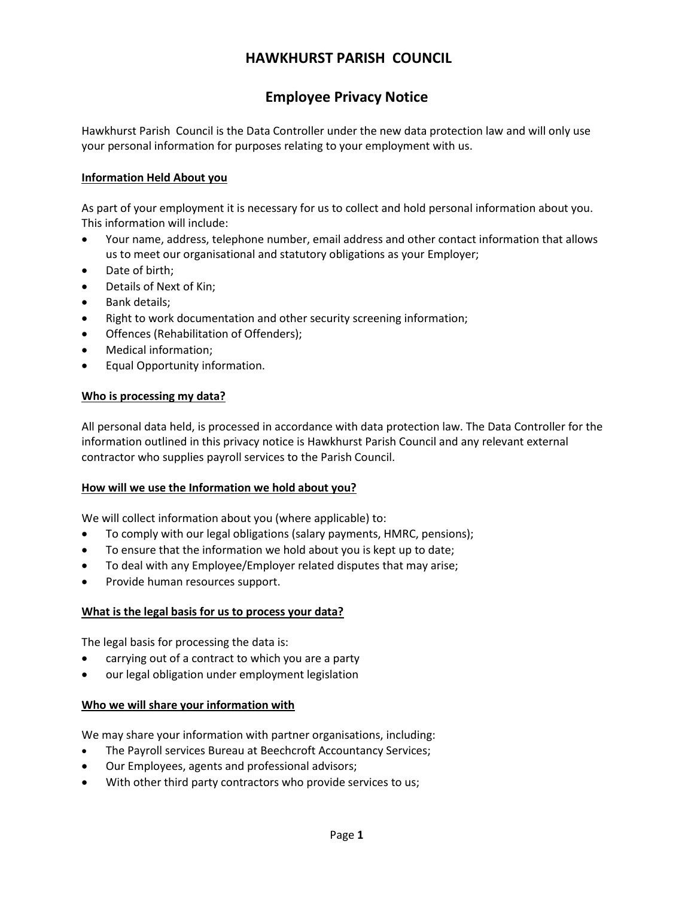# HAWKHURST PARISH COUNCIL

## Employee Privacy Notice

Hawkhurst Parish Council is the Data Controller under the new data protection law and will only use your personal information for purposes relating to your employment with us.

**Information Held About you**

As part of your employment it is necessary for us to collect and hold personal information about you. This information will include:

- Your name, address, telephone number, email address and other contact information that allows us to meet our organisational and statutory obligations as your Employer;
- Date of birth;
- Details of Next of Kin;
- Bank details;
- Right to work documentation and other security screening information;
- Offences (Rehabilitation of Offenders);
- Medical information;
- Equal Opportunity information.

**Who is processing my data?**

All personal data held, is processed in accordance with data protection law. The Data Controller for the information outlined in this privacy notice is Hawkhurst Parish Council and any relevant external contractor who supplies payroll services to the Parish Council.

**How will we use the Information we hold about you?**

We will collect information about you (where applicable) to:

- To comply with our legal obligations (salary payments, HMRC, pensions);
- To ensure that the information we hold about you is kept up to date;
- To deal with any Employee/Employer related disputes that may arise;
- Provide human resources support.

**What is the legal basis for us to process your data?**

The legal basis for processing the data is:

- carrying out of a contract to which you are a party
- our legal obligation under employment legislation

**Who we will share your information with**

We may share your information with partner organisations, including:

- The Payroll services Bureau at Beechcroft Accountancy Services;
- Our Employees, agents and professional advisors;
- With other third party contractors who provide services to us;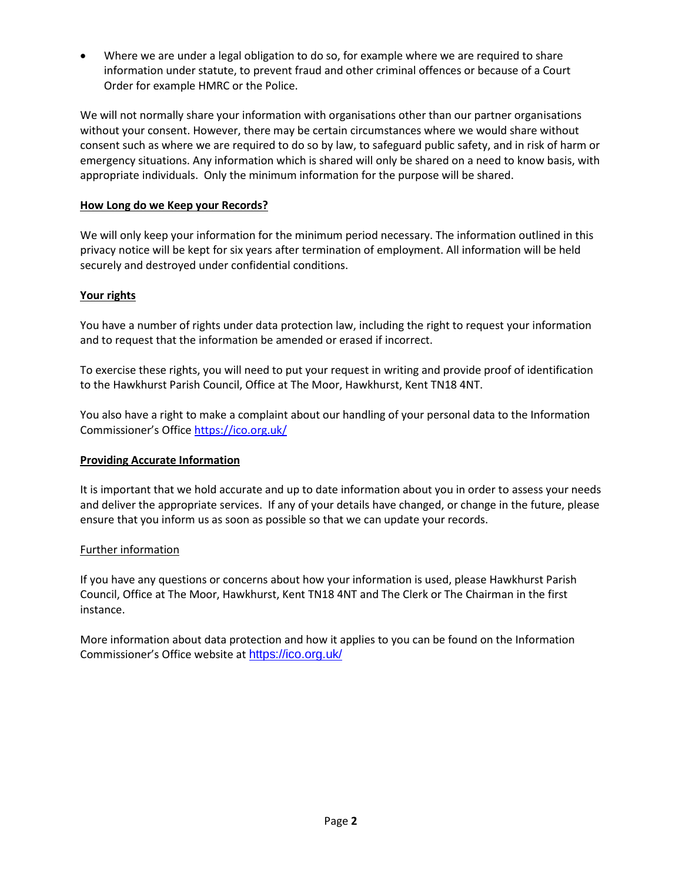- Where we are under a legal obligation to do so, for example where we are required to share information under statute, to prevent fraud and other criminal offences or because of a Court Order for example HMRC or the Police.

We will not normally share your information with organisations other than our partner organisations without your consent. However, there may be certain circumstances where we would share without consent such as where we are required to do so by law, to safeguard public safety, and in risk of harm or emergency situations. Any information which is shared will only be shared on a need to know basis, with appropriate individuals. Only the minimum information for the purpose will be shared.

## How Long do we Keep your Records?

We will only keep your information for the minimum period necessary. The information outlined in this privacy notice will be kept for six years after termination of employment. All information will be held securely and destroyed under confidential conditions.

## Your rights

You have a number of rights under data protection law, including the right to request your information and to request that the information be amended or erased if incorrect.

To exercise these rights, you will need to put your request in writing and provide proof of identification to the Hawkhurst Parish Council, Office at The Moor, Hawkhurst, Kent TN18 4NT.

You also have a right to make a complaint about our handling of your personal data to the Information Commissioner's Office https://ico.org.uk/

## Providing Accurate Information

It is important that we hold accurate and up to date information about you in order to assess your needs and deliver the appropriate services. If any of your details have changed, or change in the future, please ensure that you inform us as soon as possible so that we can update your records.

## Further information

If you have any questions or concerns about how your information is used, please Hawkhurst Parish Council, Office at The Moor, Hawkhurst, Kent TN18 4NT and The Clerk or The Chairman in the first instance.

More information about data protection and how it applies to you can be found on the Information Commissioner's Office website at https://ico.org.uk/